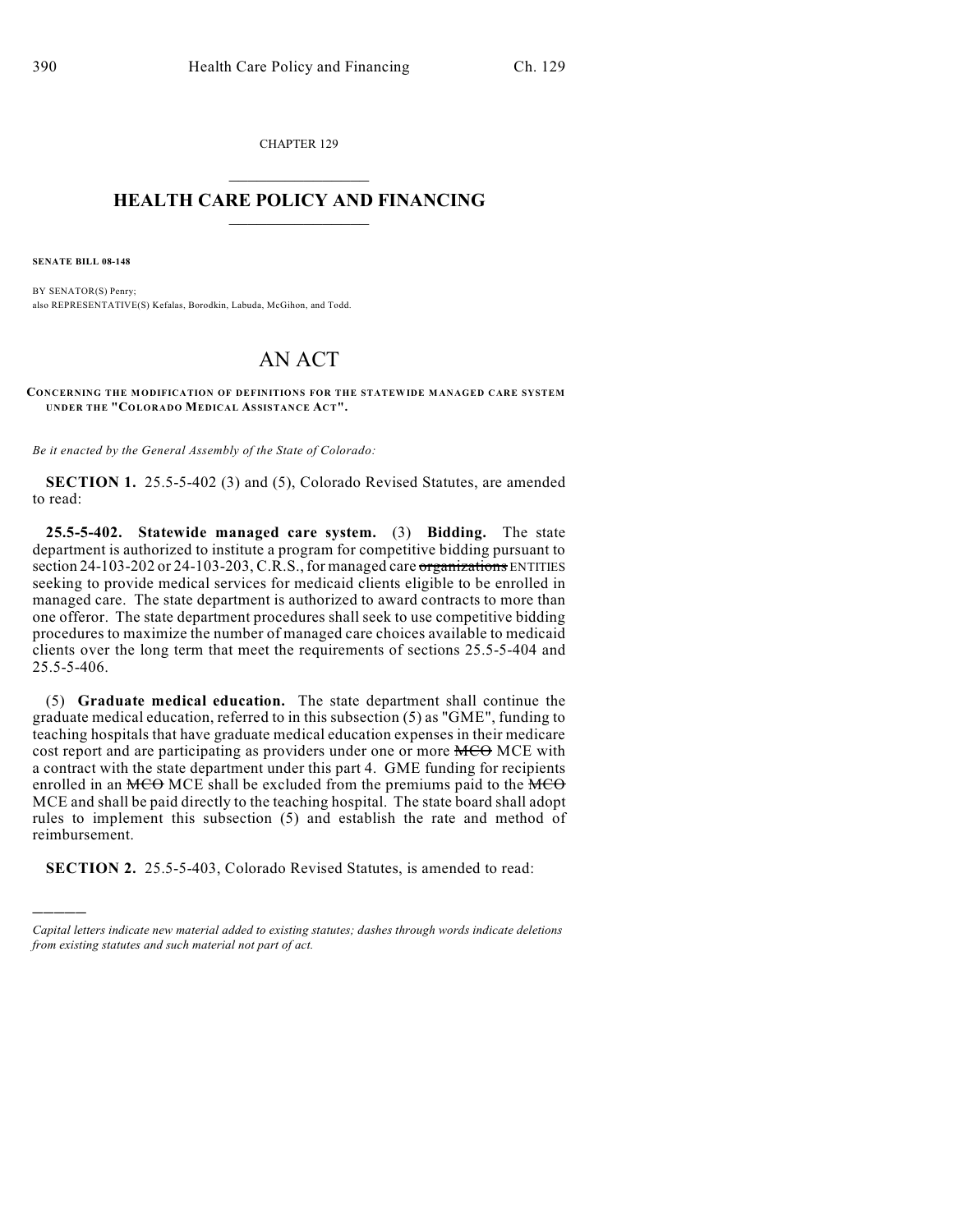CHAPTER 129

# HEALTH CARE POLICY AND FINANCING

**SENATE BILL 08-148**

BY SENATOR(S) Penry;
also REPRESENTATIVE(S) Kefalas, Borodkin, Labuda, McGihon, and Todd.

# AN ACT

**CONCERNING THE MODIFICATION OF DEFINITIONS FOR THE STATEWIDE MANAGED CARE SYSTEM UNDER THE "COLORADO MEDICAL ASSISTANCE ACT".**

*Be it enacted by the General Assembly of the State of Colorado:*

**SECTION 1.** 25.5-5-402 (3) and (5), Colorado Revised Statutes, are amended to read:

**25.5-5-402. Statewide managed care system.** (3) **Bidding.** The state department is authorized to institute a program for competitive bidding pursuant to section 24-103-202 or 24-103-203, C.R.S., for managed care ~~organizations~~ ENTITIES seeking to provide medical services for medicaid clients eligible to be enrolled in managed care. The state department is authorized to award contracts to more than one offeror. The state department procedures shall seek to use competitive bidding procedures to maximize the number of managed care choices available to medicaid clients over the long term that meet the requirements of sections 25.5-5-404 and 25.5-5-406.

(5) **Graduate medical education.** The state department shall continue the graduate medical education, referred to in this subsection (5) as "GME", funding to teaching hospitals that have graduate medical education expenses in their medicare cost report and are participating as providers under one or more ~~MCO~~ MCE with a contract with the state department under this part 4. GME funding for recipients enrolled in an ~~MCO~~ MCE shall be excluded from the premiums paid to the ~~MCO~~ MCE and shall be paid directly to the teaching hospital. The state board shall adopt rules to implement this subsection (5) and establish the rate and method of reimbursement.

**SECTION 2.** 25.5-5-403, Colorado Revised Statutes, is amended to read:

---

*Capital letters indicate new material added to existing statutes; dashes through words indicate deletions from existing statutes and such material not part of act.*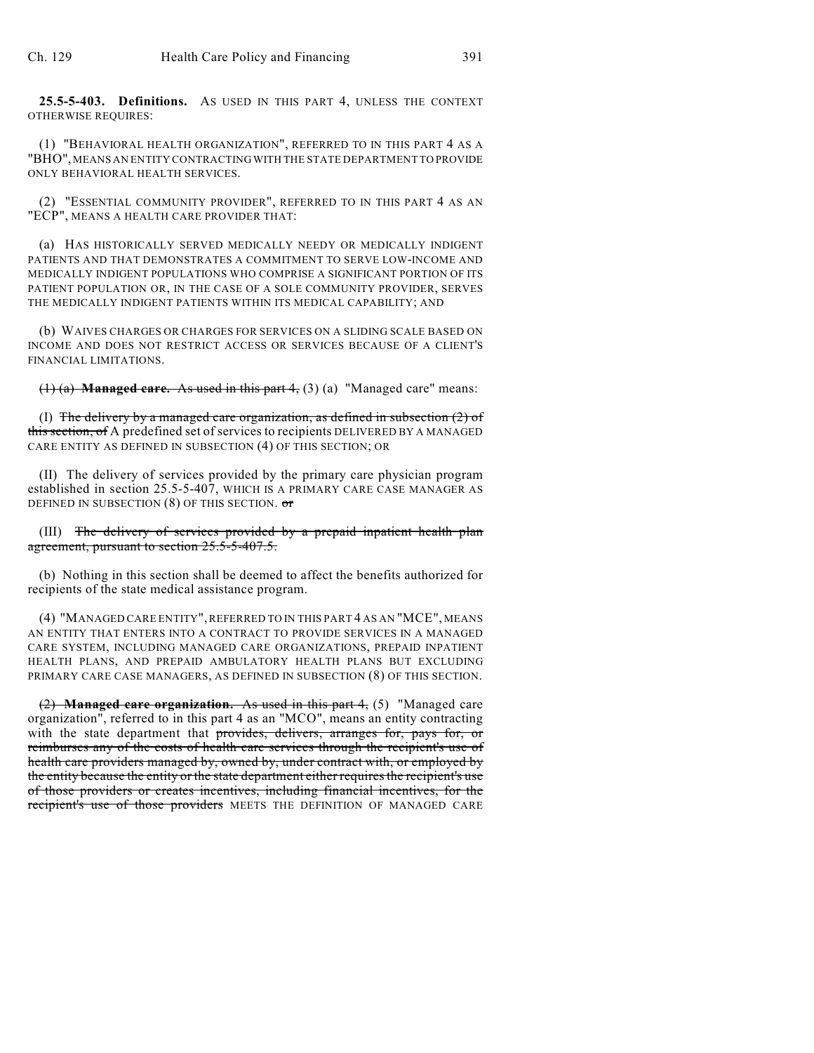**25.5-5-403. Definitions.** AS USED IN THIS PART 4, UNLESS THE CONTEXT OTHERWISE REQUIRES:

(1) "BEHAVIORAL HEALTH ORGANIZATION", REFERRED TO IN THIS PART 4 AS A "BHO", MEANS AN ENTITY CONTRACTING WITH THE STATE DEPARTMENT TO PROVIDE ONLY BEHAVIORAL HEALTH SERVICES.

(2) "ESSENTIAL COMMUNITY PROVIDER", REFERRED TO IN THIS PART 4 AS AN "ECP", MEANS A HEALTH CARE PROVIDER THAT:

(a) HAS HISTORICALLY SERVED MEDICALLY NEEDY OR MEDICALLY INDIGENT PATIENTS AND THAT DEMONSTRATES A COMMITMENT TO SERVE LOW-INCOME AND MEDICALLY INDIGENT POPULATIONS WHO COMPRISE A SIGNIFICANT PORTION OF ITS PATIENT POPULATION OR, IN THE CASE OF A SOLE COMMUNITY PROVIDER, SERVES THE MEDICALLY INDIGENT PATIENTS WITHIN ITS MEDICAL CAPABILITY; AND

(b) WAIVES CHARGES OR CHARGES FOR SERVICES ON A SLIDING SCALE BASED ON INCOME AND DOES NOT RESTRICT ACCESS OR SERVICES BECAUSE OF A CLIENT'S FINANCIAL LIMITATIONS.

~~(1) (a) **Managed care.** As used in this part 4,~~ (3) (a) "Managed care" means:

(I) ~~The delivery by a managed care organization, as defined in subsection (2) of this section, of~~ A predefined set of services to recipients DELIVERED BY A MANAGED CARE ENTITY AS DEFINED IN SUBSECTION (4) OF THIS SECTION; OR

(II) The delivery of services provided by the primary care physician program established in section 25.5-5-407, WHICH IS A PRIMARY CARE CASE MANAGER AS DEFINED IN SUBSECTION (8) OF THIS SECTION. ~~or~~

(III) ~~The delivery of services provided by a prepaid inpatient health plan agreement, pursuant to section 25.5-5-407.5.~~

(b) Nothing in this section shall be deemed to affect the benefits authorized for recipients of the state medical assistance program.

(4) "MANAGED CARE ENTITY", REFERRED TO IN THIS PART 4 AS AN "MCE", MEANS AN ENTITY THAT ENTERS INTO A CONTRACT TO PROVIDE SERVICES IN A MANAGED CARE SYSTEM, INCLUDING MANAGED CARE ORGANIZATIONS, PREPAID INPATIENT HEALTH PLANS, AND PREPAID AMBULATORY HEALTH PLANS BUT EXCLUDING PRIMARY CARE CASE MANAGERS, AS DEFINED IN SUBSECTION (8) OF THIS SECTION.

~~(2) **Managed care organization.** As used in this part 4,~~ (5) "Managed care organization", referred to in this part 4 as an "MCO", means an entity contracting with the state department that ~~provides, delivers, arranges for, pays for, or reimburses any of the costs of health care services through the recipient's use of health care providers managed by, owned by, under contract with, or employed by the entity because the entity or the state department either requires the recipient's use of those providers or creates incentives, including financial incentives, for the recipient's use of those providers~~ MEETS THE DEFINITION OF MANAGED CARE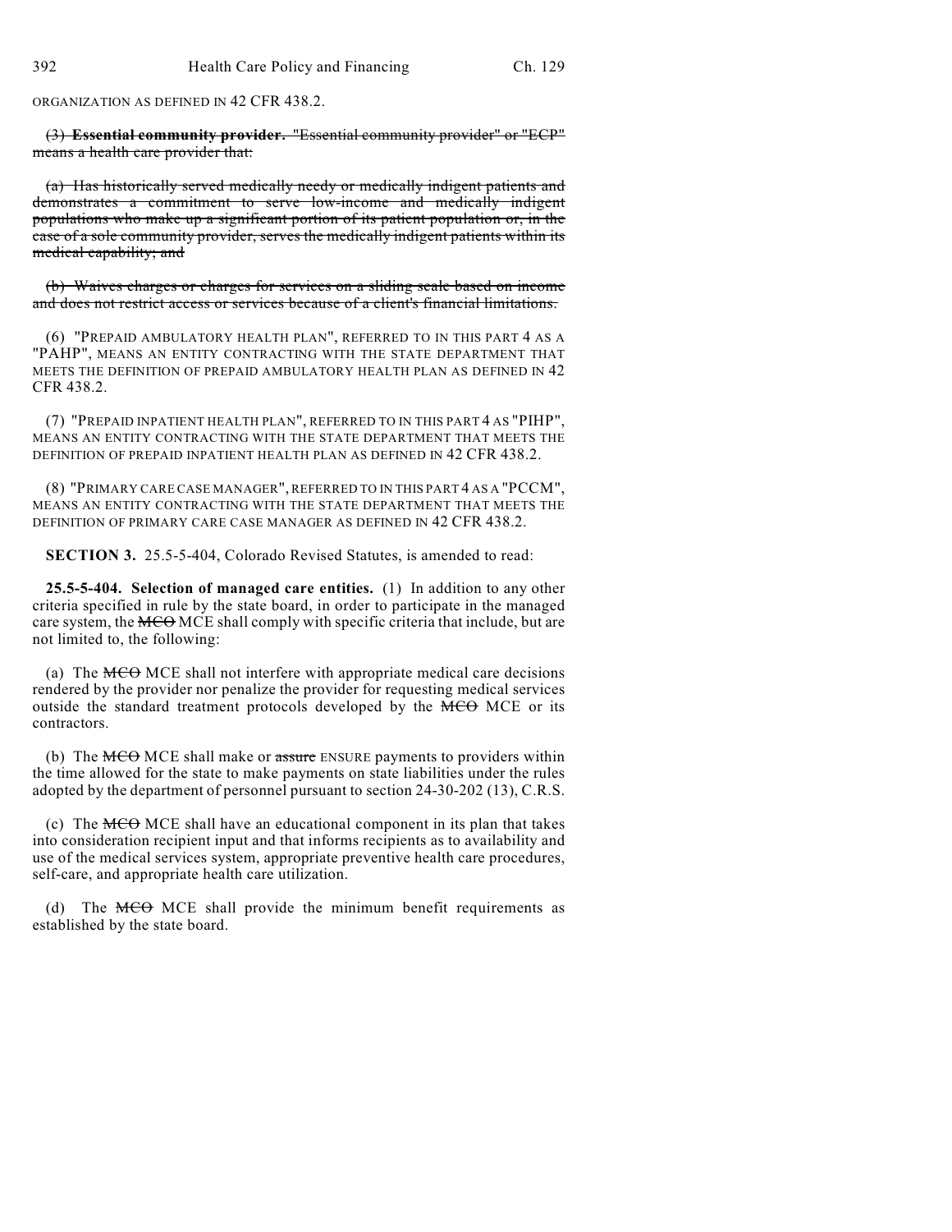ORGANIZATION AS DEFINED IN 42 CFR 438.2.

~~(3) **Essential community provider.** "Essential community provider" or "ECP" means a health care provider that:~~

~~(a) Has historically served medically needy or medically indigent patients and demonstrates a commitment to serve low-income and medically indigent populations who make up a significant portion of its patient population or, in the case of a sole community provider, serves the medically indigent patients within its medical capability; and~~

~~(b) Waives charges or charges for services on a sliding scale based on income and does not restrict access or services because of a client's financial limitations.~~

(6) "PREPAID AMBULATORY HEALTH PLAN", REFERRED TO IN THIS PART 4 AS A "PAHP", MEANS AN ENTITY CONTRACTING WITH THE STATE DEPARTMENT THAT MEETS THE DEFINITION OF PREPAID AMBULATORY HEALTH PLAN AS DEFINED IN 42 CFR 438.2.

(7) "PREPAID INPATIENT HEALTH PLAN", REFERRED TO IN THIS PART 4 AS "PIHP", MEANS AN ENTITY CONTRACTING WITH THE STATE DEPARTMENT THAT MEETS THE DEFINITION OF PREPAID INPATIENT HEALTH PLAN AS DEFINED IN 42 CFR 438.2.

(8) "PRIMARY CARE CASE MANAGER", REFERRED TO IN THIS PART 4 AS A "PCCM", MEANS AN ENTITY CONTRACTING WITH THE STATE DEPARTMENT THAT MEETS THE DEFINITION OF PRIMARY CARE CASE MANAGER AS DEFINED IN 42 CFR 438.2.

**SECTION 3.** 25.5-5-404, Colorado Revised Statutes, is amended to read:

**25.5-5-404. Selection of managed care entities.** (1) In addition to any other criteria specified in rule by the state board, in order to participate in the managed care system, the ~~MCO~~ MCE shall comply with specific criteria that include, but are not limited to, the following:

(a) The ~~MCO~~ MCE shall not interfere with appropriate medical care decisions rendered by the provider nor penalize the provider for requesting medical services outside the standard treatment protocols developed by the ~~MCO~~ MCE or its contractors.

(b) The ~~MCO~~ MCE shall make or ~~assure~~ ENSURE payments to providers within the time allowed for the state to make payments on state liabilities under the rules adopted by the department of personnel pursuant to section 24-30-202 (13), C.R.S.

(c) The ~~MCO~~ MCE shall have an educational component in its plan that takes into consideration recipient input and that informs recipients as to availability and use of the medical services system, appropriate preventive health care procedures, self-care, and appropriate health care utilization.

(d) The ~~MCO~~ MCE shall provide the minimum benefit requirements as established by the state board.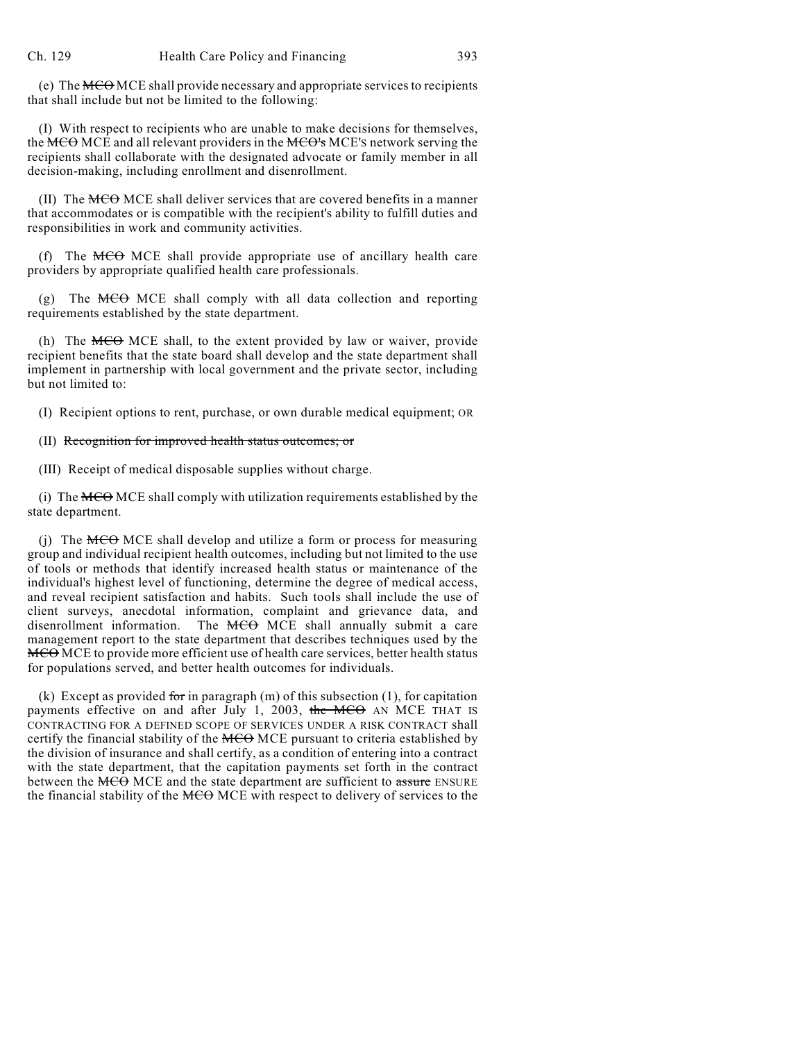(e) The ~~MCO~~ MCE shall provide necessary and appropriate services to recipients that shall include but not be limited to the following:

(I) With respect to recipients who are unable to make decisions for themselves, the ~~MCO~~ MCE and all relevant providers in the ~~MCO's~~ MCE'S network serving the recipients shall collaborate with the designated advocate or family member in all decision-making, including enrollment and disenrollment.

(II) The ~~MCO~~ MCE shall deliver services that are covered benefits in a manner that accommodates or is compatible with the recipient's ability to fulfill duties and responsibilities in work and community activities.

(f) The ~~MCO~~ MCE shall provide appropriate use of ancillary health care providers by appropriate qualified health care professionals.

(g) The ~~MCO~~ MCE shall comply with all data collection and reporting requirements established by the state department.

(h) The ~~MCO~~ MCE shall, to the extent provided by law or waiver, provide recipient benefits that the state board shall develop and the state department shall implement in partnership with local government and the private sector, including but not limited to:

(I) Recipient options to rent, purchase, or own durable medical equipment; OR

(II) ~~Recognition for improved health status outcomes; or~~

(III) Receipt of medical disposable supplies without charge.

(i) The ~~MCO~~ MCE shall comply with utilization requirements established by the state department.

(j) The ~~MCO~~ MCE shall develop and utilize a form or process for measuring group and individual recipient health outcomes, including but not limited to the use of tools or methods that identify increased health status or maintenance of the individual's highest level of functioning, determine the degree of medical access, and reveal recipient satisfaction and habits. Such tools shall include the use of client surveys, anecdotal information, complaint and grievance data, and disenrollment information. The ~~MCO~~ MCE shall annually submit a care management report to the state department that describes techniques used by the ~~MCO~~ MCE to provide more efficient use of health care services, better health status for populations served, and better health outcomes for individuals.

(k) Except as provided ~~for~~ in paragraph (m) of this subsection (1), for capitation payments effective on and after July 1, 2003, ~~the MCO~~ AN MCE THAT IS CONTRACTING FOR A DEFINED SCOPE OF SERVICES UNDER A RISK CONTRACT shall certify the financial stability of the ~~MCO~~ MCE pursuant to criteria established by the division of insurance and shall certify, as a condition of entering into a contract with the state department, that the capitation payments set forth in the contract between the ~~MCO~~ MCE and the state department are sufficient to ~~assure~~ ENSURE the financial stability of the ~~MCO~~ MCE with respect to delivery of services to the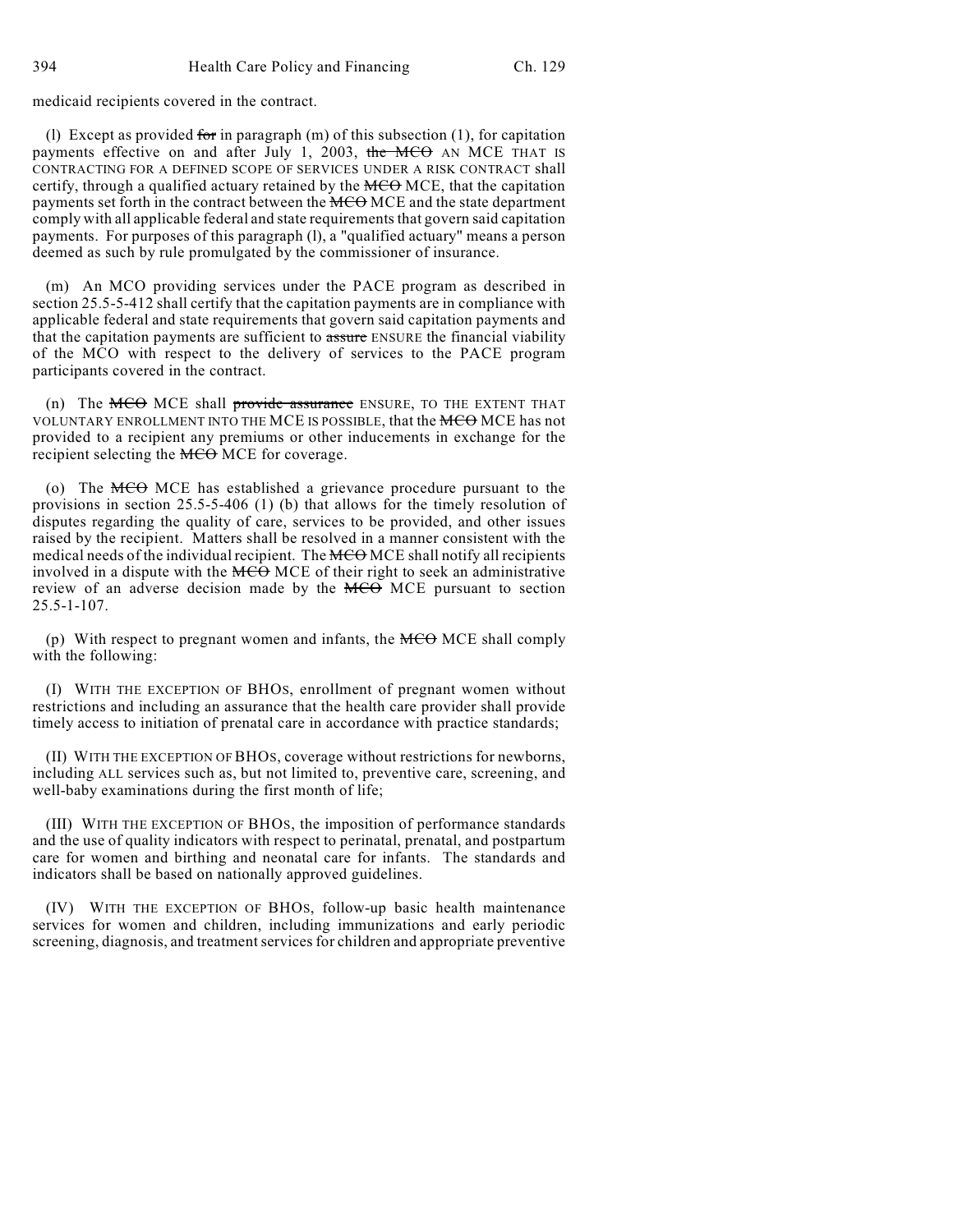medicaid recipients covered in the contract.

(l) Except as provided ~~for~~ in paragraph (m) of this subsection (1), for capitation payments effective on and after July 1, 2003, ~~the MCO~~ AN MCE THAT IS CONTRACTING FOR A DEFINED SCOPE OF SERVICES UNDER A RISK CONTRACT shall certify, through a qualified actuary retained by the ~~MCO~~ MCE, that the capitation payments set forth in the contract between the ~~MCO~~ MCE and the state department comply with all applicable federal and state requirements that govern said capitation payments. For purposes of this paragraph (l), a "qualified actuary" means a person deemed as such by rule promulgated by the commissioner of insurance.

(m) An MCO providing services under the PACE program as described in section 25.5-5-412 shall certify that the capitation payments are in compliance with applicable federal and state requirements that govern said capitation payments and that the capitation payments are sufficient to ~~assure~~ ENSURE the financial viability of the MCO with respect to the delivery of services to the PACE program participants covered in the contract.

(n) The ~~MCO~~ MCE shall ~~provide assurance~~ ENSURE, TO THE EXTENT THAT VOLUNTARY ENROLLMENT INTO THE MCE IS POSSIBLE, that the ~~MCO~~ MCE has not provided to a recipient any premiums or other inducements in exchange for the recipient selecting the ~~MCO~~ MCE for coverage.

(o) The ~~MCO~~ MCE has established a grievance procedure pursuant to the provisions in section 25.5-5-406 (1) (b) that allows for the timely resolution of disputes regarding the quality of care, services to be provided, and other issues raised by the recipient. Matters shall be resolved in a manner consistent with the medical needs of the individual recipient. The ~~MCO~~ MCE shall notify all recipients involved in a dispute with the ~~MCO~~ MCE of their right to seek an administrative review of an adverse decision made by the ~~MCO~~ MCE pursuant to section 25.5-1-107.

(p) With respect to pregnant women and infants, the ~~MCO~~ MCE shall comply with the following:

(I) WITH THE EXCEPTION OF BHOS, enrollment of pregnant women without restrictions and including an assurance that the health care provider shall provide timely access to initiation of prenatal care in accordance with practice standards;

(II) WITH THE EXCEPTION OF BHOS, coverage without restrictions for newborns, including ALL services such as, but not limited to, preventive care, screening, and well-baby examinations during the first month of life;

(III) WITH THE EXCEPTION OF BHOS, the imposition of performance standards and the use of quality indicators with respect to perinatal, prenatal, and postpartum care for women and birthing and neonatal care for infants. The standards and indicators shall be based on nationally approved guidelines.

(IV) WITH THE EXCEPTION OF BHOS, follow-up basic health maintenance services for women and children, including immunizations and early periodic screening, diagnosis, and treatment services for children and appropriate preventive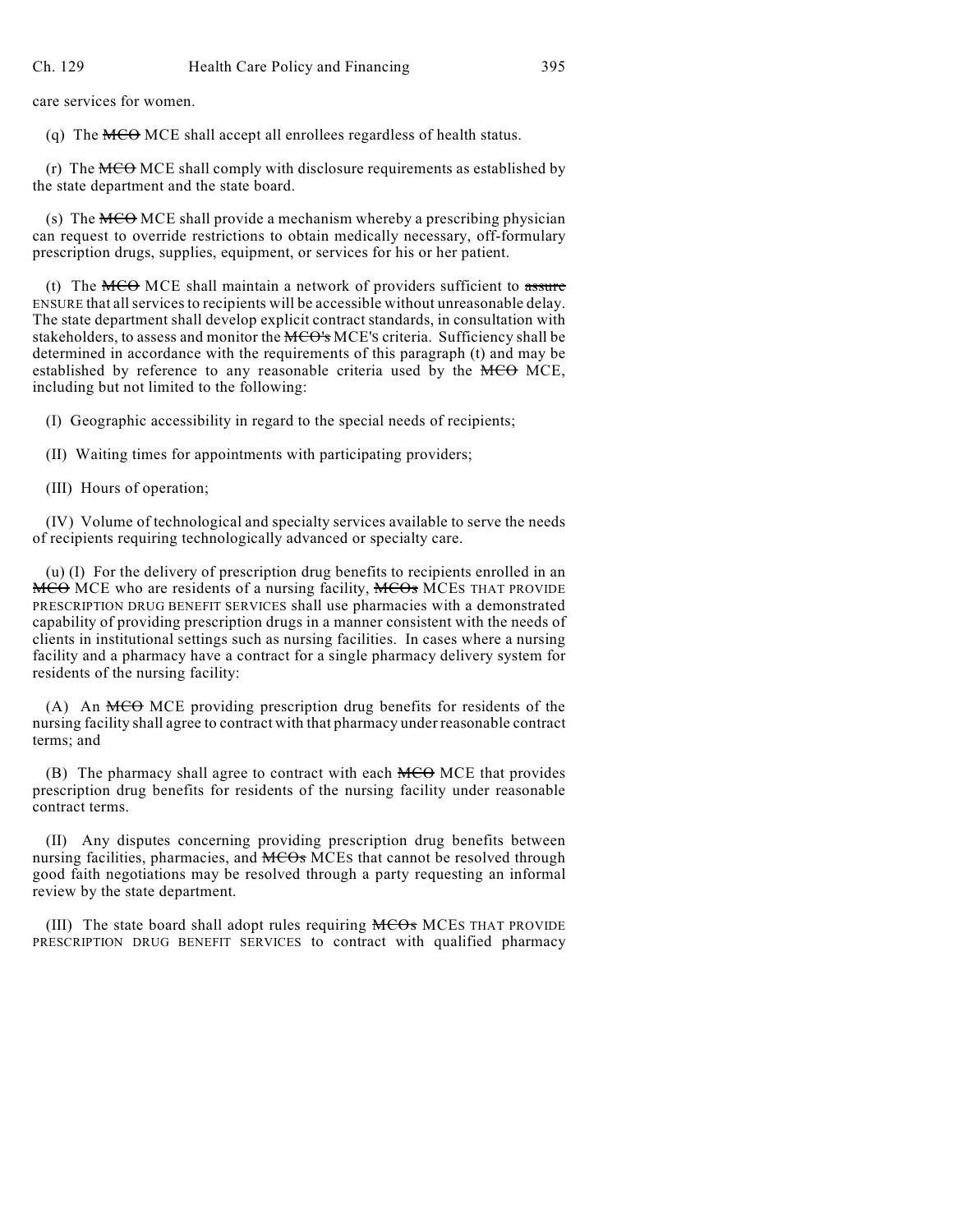care services for women.

(q) The ~~MCO~~ MCE shall accept all enrollees regardless of health status.

(r) The ~~MCO~~ MCE shall comply with disclosure requirements as established by the state department and the state board.

(s) The ~~MCO~~ MCE shall provide a mechanism whereby a prescribing physician can request to override restrictions to obtain medically necessary, off-formulary prescription drugs, supplies, equipment, or services for his or her patient.

(t) The ~~MCO~~ MCE shall maintain a network of providers sufficient to ~~assure~~ ENSURE that all services to recipients will be accessible without unreasonable delay. The state department shall develop explicit contract standards, in consultation with stakeholders, to assess and monitor the ~~MCO's~~ MCE'S criteria. Sufficiency shall be determined in accordance with the requirements of this paragraph (t) and may be established by reference to any reasonable criteria used by the ~~MCO~~ MCE, including but not limited to the following:

(I) Geographic accessibility in regard to the special needs of recipients;

(II) Waiting times for appointments with participating providers;

(III) Hours of operation;

(IV) Volume of technological and specialty services available to serve the needs of recipients requiring technologically advanced or specialty care.

(u) (I) For the delivery of prescription drug benefits to recipients enrolled in an ~~MCO~~ MCE who are residents of a nursing facility, ~~MCOs~~ MCES THAT PROVIDE PRESCRIPTION DRUG BENEFIT SERVICES shall use pharmacies with a demonstrated capability of providing prescription drugs in a manner consistent with the needs of clients in institutional settings such as nursing facilities. In cases where a nursing facility and a pharmacy have a contract for a single pharmacy delivery system for residents of the nursing facility:

(A) An ~~MCO~~ MCE providing prescription drug benefits for residents of the nursing facility shall agree to contract with that pharmacy under reasonable contract terms; and

(B) The pharmacy shall agree to contract with each ~~MCO~~ MCE that provides prescription drug benefits for residents of the nursing facility under reasonable contract terms.

(II) Any disputes concerning providing prescription drug benefits between nursing facilities, pharmacies, and ~~MCOs~~ MCES that cannot be resolved through good faith negotiations may be resolved through a party requesting an informal review by the state department.

(III) The state board shall adopt rules requiring ~~MCOs~~ MCES THAT PROVIDE PRESCRIPTION DRUG BENEFIT SERVICES to contract with qualified pharmacy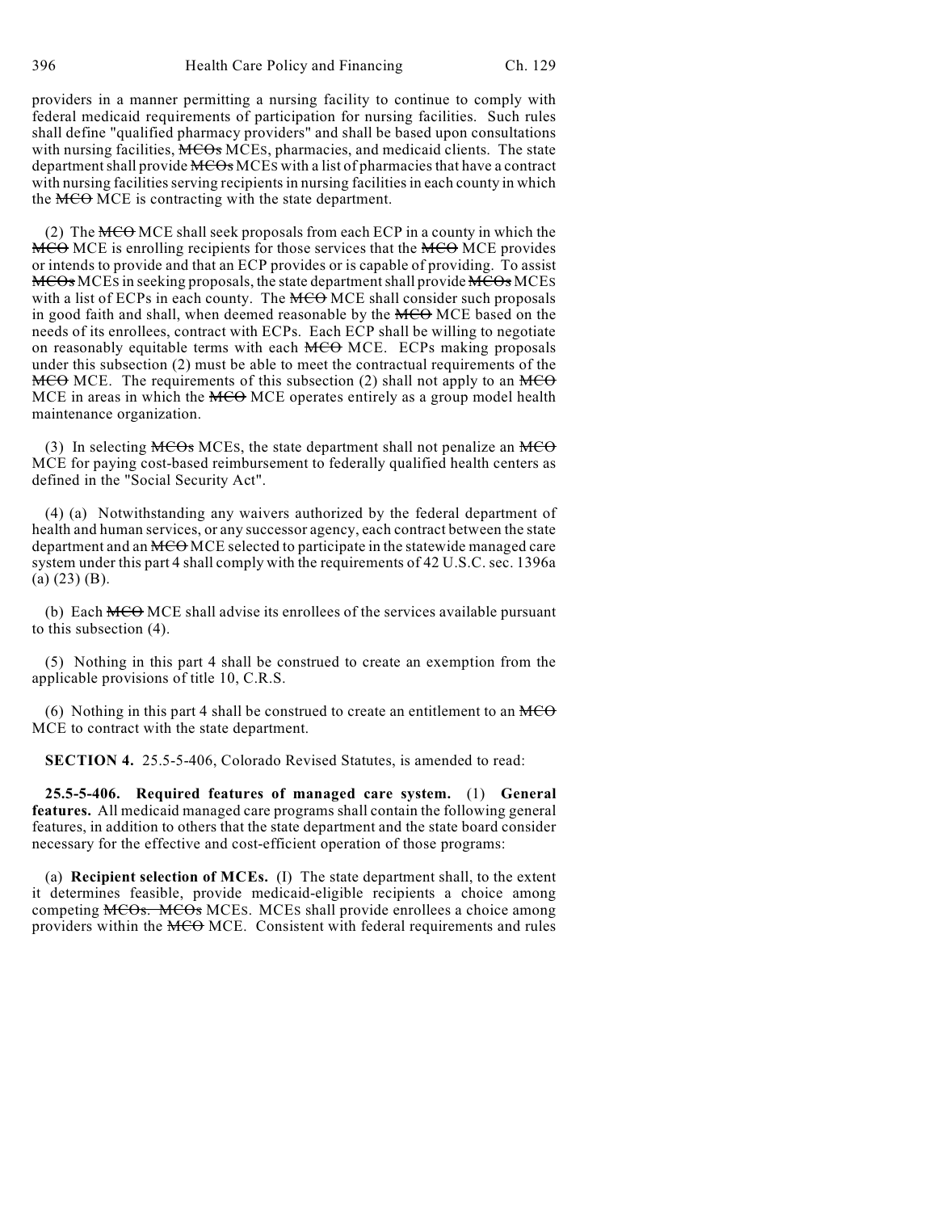providers in a manner permitting a nursing facility to continue to comply with federal medicaid requirements of participation for nursing facilities. Such rules shall define "qualified pharmacy providers" and shall be based upon consultations with nursing facilities, ~~MCOs~~ MCEs, pharmacies, and medicaid clients. The state department shall provide ~~MCOs~~ MCEs with a list of pharmacies that have a contract with nursing facilities serving recipients in nursing facilities in each county in which the ~~MCO~~ MCE is contracting with the state department.

(2) The ~~MCO~~ MCE shall seek proposals from each ECP in a county in which the ~~MCO~~ MCE is enrolling recipients for those services that the ~~MCO~~ MCE provides or intends to provide and that an ECP provides or is capable of providing. To assist ~~MCOs~~ MCEs in seeking proposals, the state department shall provide ~~MCOs~~ MCEs with a list of ECPs in each county. The ~~MCO~~ MCE shall consider such proposals in good faith and shall, when deemed reasonable by the ~~MCO~~ MCE based on the needs of its enrollees, contract with ECPs. Each ECP shall be willing to negotiate on reasonably equitable terms with each ~~MCO~~ MCE. ECPs making proposals under this subsection (2) must be able to meet the contractual requirements of the ~~MCO~~ MCE. The requirements of this subsection (2) shall not apply to an ~~MCO~~ MCE in areas in which the ~~MCO~~ MCE operates entirely as a group model health maintenance organization.

(3) In selecting ~~MCOs~~ MCEs, the state department shall not penalize an ~~MCO~~ MCE for paying cost-based reimbursement to federally qualified health centers as defined in the "Social Security Act".

(4) (a) Notwithstanding any waivers authorized by the federal department of health and human services, or any successor agency, each contract between the state department and an ~~MCO~~ MCE selected to participate in the statewide managed care system under this part 4 shall comply with the requirements of 42 U.S.C. sec. 1396a (a) (23) (B).

(b) Each ~~MCO~~ MCE shall advise its enrollees of the services available pursuant to this subsection (4).

(5) Nothing in this part 4 shall be construed to create an exemption from the applicable provisions of title 10, C.R.S.

(6) Nothing in this part 4 shall be construed to create an entitlement to an ~~MCO~~ MCE to contract with the state department.

**SECTION 4.** 25.5-5-406, Colorado Revised Statutes, is amended to read:

**25.5-5-406. Required features of managed care system.** (1) **General features.** All medicaid managed care programs shall contain the following general features, in addition to others that the state department and the state board consider necessary for the effective and cost-efficient operation of those programs:

(a) **Recipient selection of MCEs.** (I) The state department shall, to the extent it determines feasible, provide medicaid-eligible recipients a choice among competing ~~MCOs. MCOs~~ MCEs. MCEs shall provide enrollees a choice among providers within the ~~MCO~~ MCE. Consistent with federal requirements and rules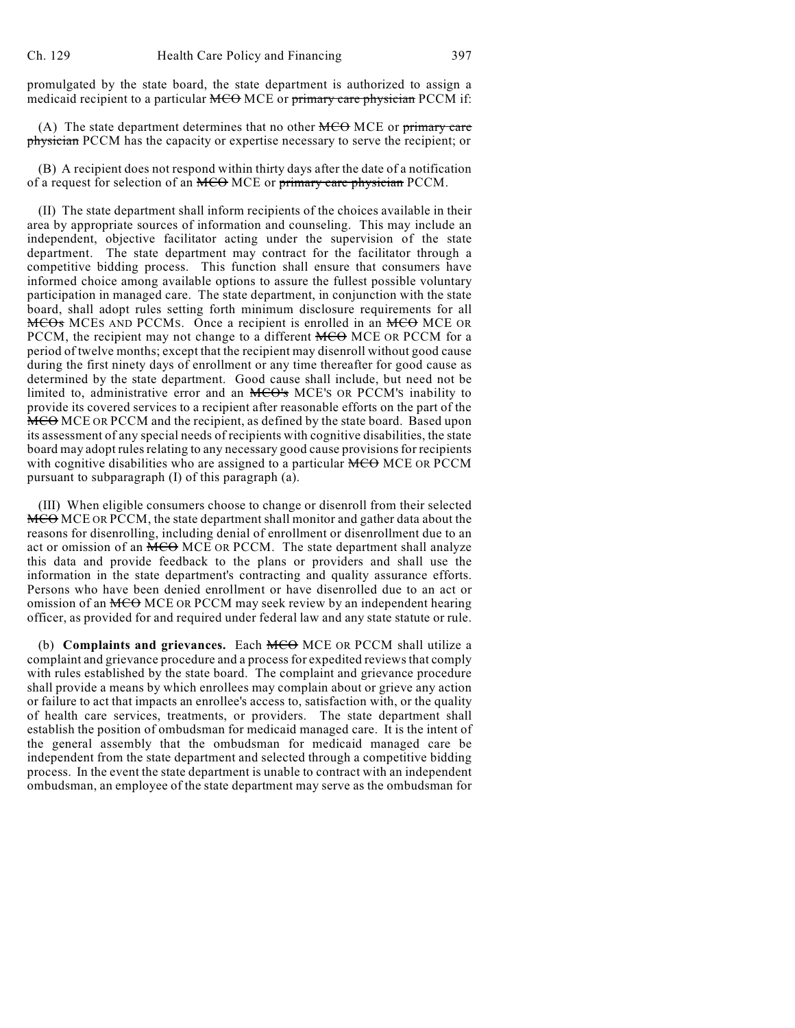promulgated by the state board, the state department is authorized to assign a medicaid recipient to a particular ~~MCO~~ MCE or ~~primary care physician~~ PCCM if:

(A) The state department determines that no other ~~MCO~~ MCE or ~~primary care physician~~ PCCM has the capacity or expertise necessary to serve the recipient; or

(B) A recipient does not respond within thirty days after the date of a notification of a request for selection of an ~~MCO~~ MCE or ~~primary care physician~~ PCCM.

(II) The state department shall inform recipients of the choices available in their area by appropriate sources of information and counseling. This may include an independent, objective facilitator acting under the supervision of the state department. The state department may contract for the facilitator through a competitive bidding process. This function shall ensure that consumers have informed choice among available options to assure the fullest possible voluntary participation in managed care. The state department, in conjunction with the state board, shall adopt rules setting forth minimum disclosure requirements for all ~~MCOs~~ MCES AND PCCMS. Once a recipient is enrolled in an ~~MCO~~ MCE OR PCCM, the recipient may not change to a different ~~MCO~~ MCE OR PCCM for a period of twelve months; except that the recipient may disenroll without good cause during the first ninety days of enrollment or any time thereafter for good cause as determined by the state department. Good cause shall include, but need not be limited to, administrative error and an ~~MCO's~~ MCE'S OR PCCM'S inability to provide its covered services to a recipient after reasonable efforts on the part of the ~~MCO~~ MCE OR PCCM and the recipient, as defined by the state board. Based upon its assessment of any special needs of recipients with cognitive disabilities, the state board may adopt rules relating to any necessary good cause provisions for recipients with cognitive disabilities who are assigned to a particular ~~MCO~~ MCE OR PCCM pursuant to subparagraph (I) of this paragraph (a).

(III) When eligible consumers choose to change or disenroll from their selected ~~MCO~~ MCE OR PCCM, the state department shall monitor and gather data about the reasons for disenrolling, including denial of enrollment or disenrollment due to an act or omission of an ~~MCO~~ MCE OR PCCM. The state department shall analyze this data and provide feedback to the plans or providers and shall use the information in the state department's contracting and quality assurance efforts. Persons who have been denied enrollment or have disenrolled due to an act or omission of an ~~MCO~~ MCE OR PCCM may seek review by an independent hearing officer, as provided for and required under federal law and any state statute or rule.

(b) **Complaints and grievances.** Each ~~MCO~~ MCE OR PCCM shall utilize a complaint and grievance procedure and a process for expedited reviews that comply with rules established by the state board. The complaint and grievance procedure shall provide a means by which enrollees may complain about or grieve any action or failure to act that impacts an enrollee's access to, satisfaction with, or the quality of health care services, treatments, or providers. The state department shall establish the position of ombudsman for medicaid managed care. It is the intent of the general assembly that the ombudsman for medicaid managed care be independent from the state department and selected through a competitive bidding process. In the event the state department is unable to contract with an independent ombudsman, an employee of the state department may serve as the ombudsman for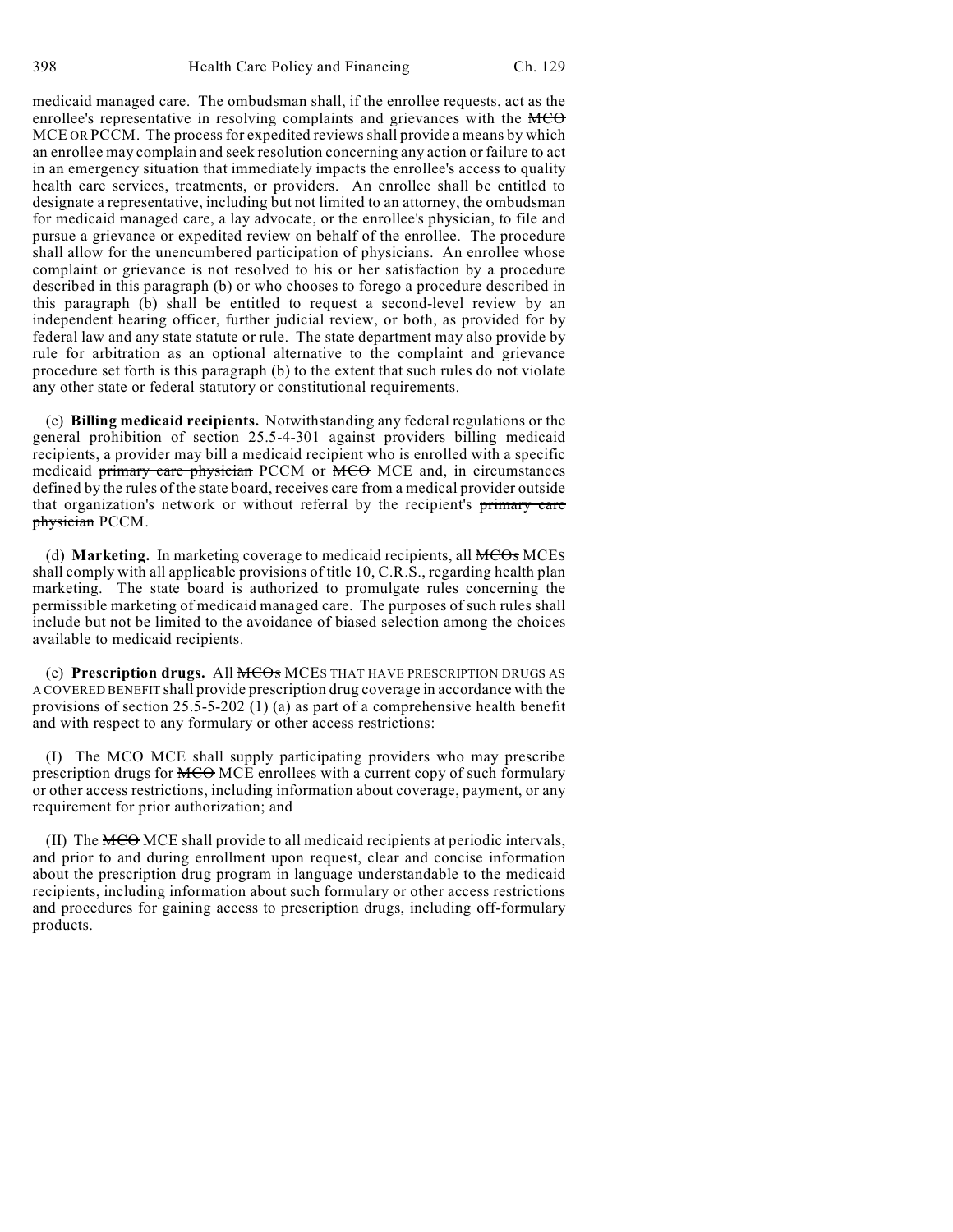medicaid managed care. The ombudsman shall, if the enrollee requests, act as the enrollee's representative in resolving complaints and grievances with the ~~MCO~~ MCE OR PCCM. The process for expedited reviews shall provide a means by which an enrollee may complain and seek resolution concerning any action or failure to act in an emergency situation that immediately impacts the enrollee's access to quality health care services, treatments, or providers. An enrollee shall be entitled to designate a representative, including but not limited to an attorney, the ombudsman for medicaid managed care, a lay advocate, or the enrollee's physician, to file and pursue a grievance or expedited review on behalf of the enrollee. The procedure shall allow for the unencumbered participation of physicians. An enrollee whose complaint or grievance is not resolved to his or her satisfaction by a procedure described in this paragraph (b) or who chooses to forego a procedure described in this paragraph (b) shall be entitled to request a second-level review by an independent hearing officer, further judicial review, or both, as provided for by federal law and any state statute or rule. The state department may also provide by rule for arbitration as an optional alternative to the complaint and grievance procedure set forth is this paragraph (b) to the extent that such rules do not violate any other state or federal statutory or constitutional requirements.

(c) **Billing medicaid recipients.** Notwithstanding any federal regulations or the general prohibition of section 25.5-4-301 against providers billing medicaid recipients, a provider may bill a medicaid recipient who is enrolled with a specific medicaid ~~primary care physician~~ PCCM or ~~MCO~~ MCE and, in circumstances defined by the rules of the state board, receives care from a medical provider outside that organization's network or without referral by the recipient's ~~primary care physician~~ PCCM.

(d) **Marketing.** In marketing coverage to medicaid recipients, all ~~MCOs~~ MCEs shall comply with all applicable provisions of title 10, C.R.S., regarding health plan marketing. The state board is authorized to promulgate rules concerning the permissible marketing of medicaid managed care. The purposes of such rules shall include but not be limited to the avoidance of biased selection among the choices available to medicaid recipients.

(e) **Prescription drugs.** All ~~MCOs~~ MCEs THAT HAVE PRESCRIPTION DRUGS AS A COVERED BENEFIT shall provide prescription drug coverage in accordance with the provisions of section 25.5-5-202 (1) (a) as part of a comprehensive health benefit and with respect to any formulary or other access restrictions:

(I) The ~~MCO~~ MCE shall supply participating providers who may prescribe prescription drugs for ~~MCO~~ MCE enrollees with a current copy of such formulary or other access restrictions, including information about coverage, payment, or any requirement for prior authorization; and

(II) The ~~MCO~~ MCE shall provide to all medicaid recipients at periodic intervals, and prior to and during enrollment upon request, clear and concise information about the prescription drug program in language understandable to the medicaid recipients, including information about such formulary or other access restrictions and procedures for gaining access to prescription drugs, including off-formulary products.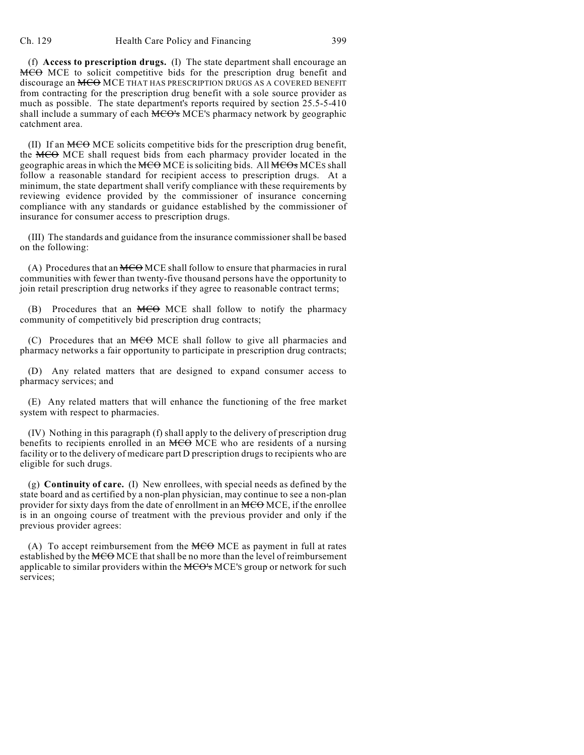(f) **Access to prescription drugs.** (I) The state department shall encourage an ~~MCO~~ MCE to solicit competitive bids for the prescription drug benefit and discourage an ~~MCO~~ MCE THAT HAS PRESCRIPTION DRUGS AS A COVERED BENEFIT from contracting for the prescription drug benefit with a sole source provider as much as possible. The state department's reports required by section 25.5-5-410 shall include a summary of each ~~MCO's~~ MCE'S pharmacy network by geographic catchment area.

(II) If an ~~MCO~~ MCE solicits competitive bids for the prescription drug benefit, the ~~MCO~~ MCE shall request bids from each pharmacy provider located in the geographic areas in which the ~~MCO~~ MCE is soliciting bids. All ~~MCOs~~ MCES shall follow a reasonable standard for recipient access to prescription drugs. At a minimum, the state department shall verify compliance with these requirements by reviewing evidence provided by the commissioner of insurance concerning compliance with any standards or guidance established by the commissioner of insurance for consumer access to prescription drugs.

(III) The standards and guidance from the insurance commissioner shall be based on the following:

(A) Procedures that an ~~MCO~~ MCE shall follow to ensure that pharmacies in rural communities with fewer than twenty-five thousand persons have the opportunity to join retail prescription drug networks if they agree to reasonable contract terms;

(B) Procedures that an ~~MCO~~ MCE shall follow to notify the pharmacy community of competitively bid prescription drug contracts;

(C) Procedures that an ~~MCO~~ MCE shall follow to give all pharmacies and pharmacy networks a fair opportunity to participate in prescription drug contracts;

(D) Any related matters that are designed to expand consumer access to pharmacy services; and

(E) Any related matters that will enhance the functioning of the free market system with respect to pharmacies.

(IV) Nothing in this paragraph (f) shall apply to the delivery of prescription drug benefits to recipients enrolled in an ~~MCO~~ MCE who are residents of a nursing facility or to the delivery of medicare part D prescription drugs to recipients who are eligible for such drugs.

(g) **Continuity of care.** (I) New enrollees, with special needs as defined by the state board and as certified by a non-plan physician, may continue to see a non-plan provider for sixty days from the date of enrollment in an ~~MCO~~ MCE, if the enrollee is in an ongoing course of treatment with the previous provider and only if the previous provider agrees:

(A) To accept reimbursement from the ~~MCO~~ MCE as payment in full at rates established by the ~~MCO~~ MCE that shall be no more than the level of reimbursement applicable to similar providers within the ~~MCO's~~ MCE'S group or network for such services;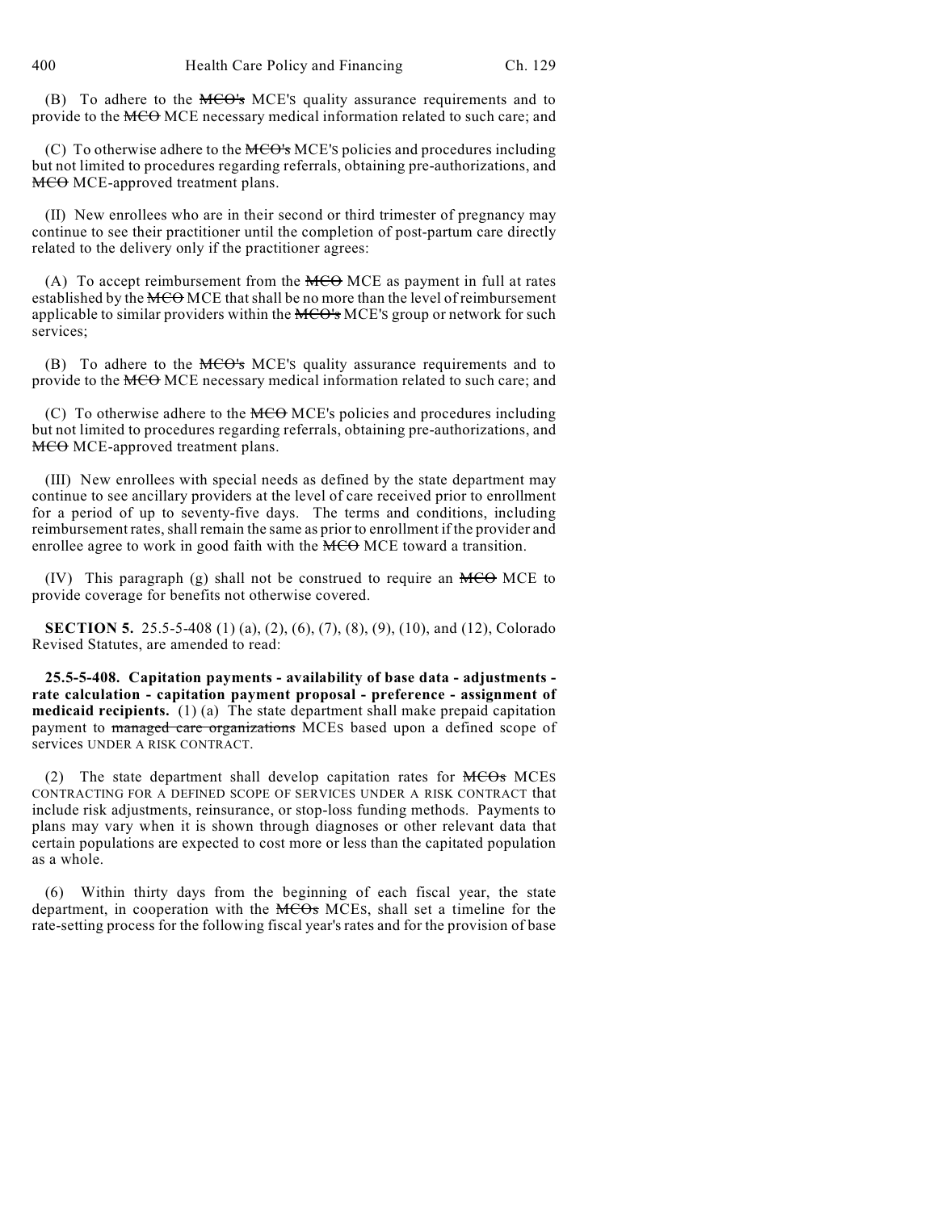(B) To adhere to the ~~MCO's~~ MCE'S quality assurance requirements and to provide to the ~~MCO~~ MCE necessary medical information related to such care; and

(C) To otherwise adhere to the ~~MCO's~~ MCE'S policies and procedures including but not limited to procedures regarding referrals, obtaining pre-authorizations, and ~~MCO~~ MCE-approved treatment plans.

(II) New enrollees who are in their second or third trimester of pregnancy may continue to see their practitioner until the completion of post-partum care directly related to the delivery only if the practitioner agrees:

(A) To accept reimbursement from the ~~MCO~~ MCE as payment in full at rates established by the ~~MCO~~ MCE that shall be no more than the level of reimbursement applicable to similar providers within the ~~MCO's~~ MCE'S group or network for such services;

(B) To adhere to the ~~MCO's~~ MCE'S quality assurance requirements and to provide to the ~~MCO~~ MCE necessary medical information related to such care; and

(C) To otherwise adhere to the ~~MCO~~ MCE's policies and procedures including but not limited to procedures regarding referrals, obtaining pre-authorizations, and ~~MCO~~ MCE-approved treatment plans.

(III) New enrollees with special needs as defined by the state department may continue to see ancillary providers at the level of care received prior to enrollment for a period of up to seventy-five days. The terms and conditions, including reimbursement rates, shall remain the same as prior to enrollment if the provider and enrollee agree to work in good faith with the ~~MCO~~ MCE toward a transition.

(IV) This paragraph (g) shall not be construed to require an ~~MCO~~ MCE to provide coverage for benefits not otherwise covered.

**SECTION 5.** 25.5-5-408 (1) (a), (2), (6), (7), (8), (9), (10), and (12), Colorado Revised Statutes, are amended to read:

**25.5-5-408. Capitation payments - availability of base data - adjustments - rate calculation - capitation payment proposal - preference - assignment of medicaid recipients.** (1) (a) The state department shall make prepaid capitation payment to ~~managed care organizations~~ MCEs based upon a defined scope of services UNDER A RISK CONTRACT.

(2) The state department shall develop capitation rates for ~~MCOs~~ MCEs CONTRACTING FOR A DEFINED SCOPE OF SERVICES UNDER A RISK CONTRACT that include risk adjustments, reinsurance, or stop-loss funding methods. Payments to plans may vary when it is shown through diagnoses or other relevant data that certain populations are expected to cost more or less than the capitated population as a whole.

(6) Within thirty days from the beginning of each fiscal year, the state department, in cooperation with the ~~MCOs~~ MCEs, shall set a timeline for the rate-setting process for the following fiscal year's rates and for the provision of base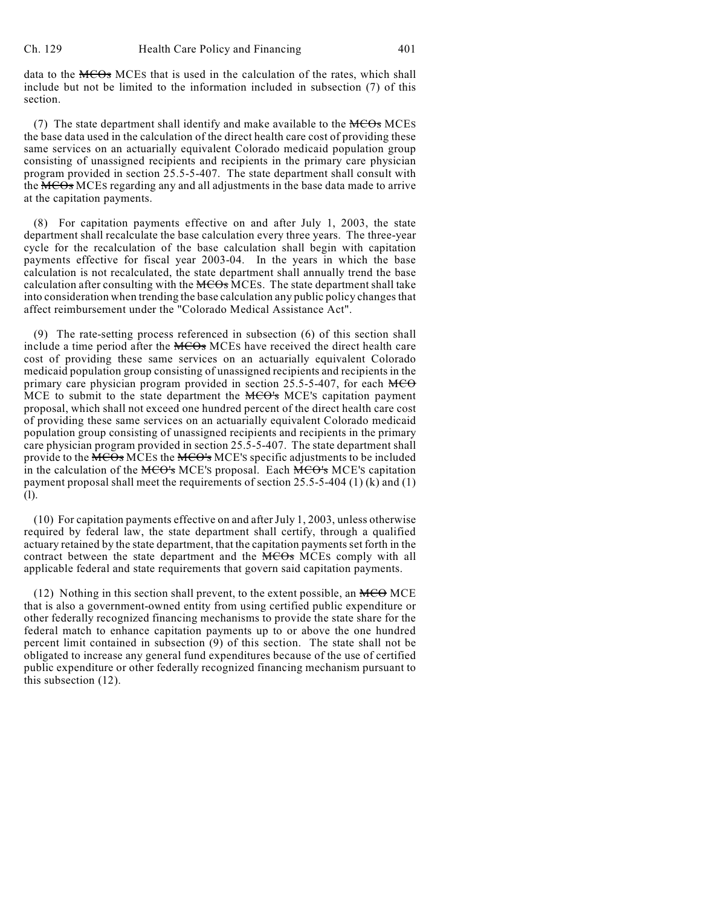data to the ~~MCOs~~ MCES that is used in the calculation of the rates, which shall include but not be limited to the information included in subsection (7) of this section.

(7) The state department shall identify and make available to the ~~MCOs~~ MCES the base data used in the calculation of the direct health care cost of providing these same services on an actuarially equivalent Colorado medicaid population group consisting of unassigned recipients and recipients in the primary care physician program provided in section 25.5-5-407. The state department shall consult with the ~~MCOs~~ MCES regarding any and all adjustments in the base data made to arrive at the capitation payments.

(8) For capitation payments effective on and after July 1, 2003, the state department shall recalculate the base calculation every three years. The three-year cycle for the recalculation of the base calculation shall begin with capitation payments effective for fiscal year 2003-04. In the years in which the base calculation is not recalculated, the state department shall annually trend the base calculation after consulting with the ~~MCOs~~ MCES. The state department shall take into consideration when trending the base calculation any public policy changes that affect reimbursement under the "Colorado Medical Assistance Act".

(9) The rate-setting process referenced in subsection (6) of this section shall include a time period after the ~~MCOs~~ MCES have received the direct health care cost of providing these same services on an actuarially equivalent Colorado medicaid population group consisting of unassigned recipients and recipients in the primary care physician program provided in section 25.5-5-407, for each ~~MCO~~ MCE to submit to the state department the ~~MCO's~~ MCE'S capitation payment proposal, which shall not exceed one hundred percent of the direct health care cost of providing these same services on an actuarially equivalent Colorado medicaid population group consisting of unassigned recipients and recipients in the primary care physician program provided in section 25.5-5-407. The state department shall provide to the ~~MCOs~~ MCES the ~~MCO's~~ MCE'S specific adjustments to be included in the calculation of the ~~MCO's~~ MCE'S proposal. Each ~~MCO's~~ MCE'S capitation payment proposal shall meet the requirements of section 25.5-5-404 (1) (k) and (1) (l).

(10) For capitation payments effective on and after July 1, 2003, unless otherwise required by federal law, the state department shall certify, through a qualified actuary retained by the state department, that the capitation payments set forth in the contract between the state department and the ~~MCOs~~ MCES comply with all applicable federal and state requirements that govern said capitation payments.

(12) Nothing in this section shall prevent, to the extent possible, an ~~MCO~~ MCE that is also a government-owned entity from using certified public expenditure or other federally recognized financing mechanisms to provide the state share for the federal match to enhance capitation payments up to or above the one hundred percent limit contained in subsection (9) of this section. The state shall not be obligated to increase any general fund expenditures because of the use of certified public expenditure or other federally recognized financing mechanism pursuant to this subsection (12).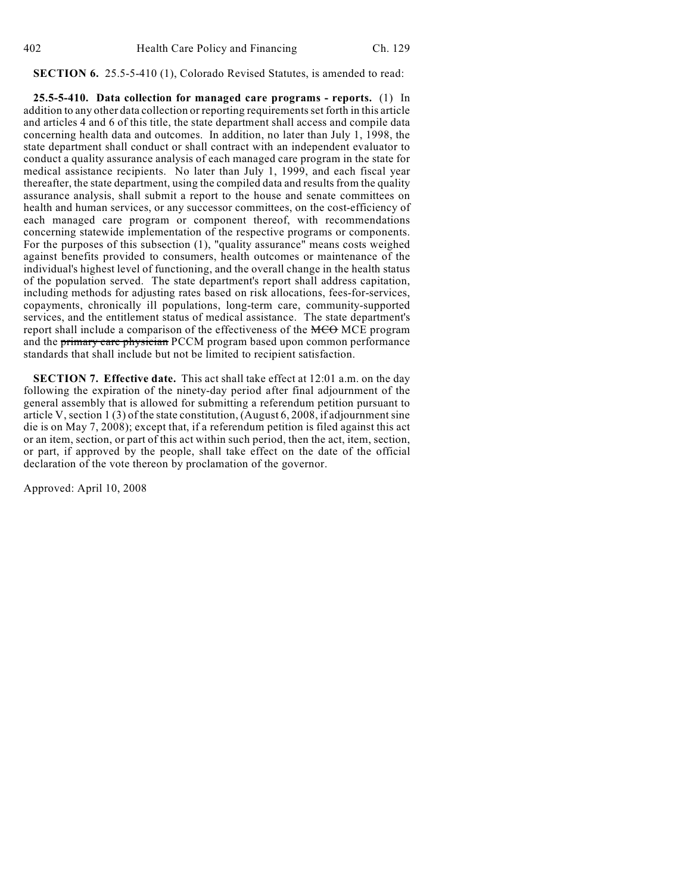**SECTION 6.** 25.5-5-410 (1), Colorado Revised Statutes, is amended to read:

**25.5-5-410. Data collection for managed care programs - reports.** (1) In addition to any other data collection or reporting requirements set forth in this article and articles 4 and 6 of this title, the state department shall access and compile data concerning health data and outcomes. In addition, no later than July 1, 1998, the state department shall conduct or shall contract with an independent evaluator to conduct a quality assurance analysis of each managed care program in the state for medical assistance recipients. No later than July 1, 1999, and each fiscal year thereafter, the state department, using the compiled data and results from the quality assurance analysis, shall submit a report to the house and senate committees on health and human services, or any successor committees, on the cost-efficiency of each managed care program or component thereof, with recommendations concerning statewide implementation of the respective programs or components. For the purposes of this subsection (1), "quality assurance" means costs weighed against benefits provided to consumers, health outcomes or maintenance of the individual's highest level of functioning, and the overall change in the health status of the population served. The state department's report shall address capitation, including methods for adjusting rates based on risk allocations, fees-for-services, copayments, chronically ill populations, long-term care, community-supported services, and the entitlement status of medical assistance. The state department's report shall include a comparison of the effectiveness of the ~~MCO~~ MCE program and the ~~primary care physician~~ PCCM program based upon common performance standards that shall include but not be limited to recipient satisfaction.

**SECTION 7. Effective date.** This act shall take effect at 12:01 a.m. on the day following the expiration of the ninety-day period after final adjournment of the general assembly that is allowed for submitting a referendum petition pursuant to article V, section 1 (3) of the state constitution, (August 6, 2008, if adjournment sine die is on May 7, 2008); except that, if a referendum petition is filed against this act or an item, section, or part of this act within such period, then the act, item, section, or part, if approved by the people, shall take effect on the date of the official declaration of the vote thereon by proclamation of the governor.

Approved: April 10, 2008